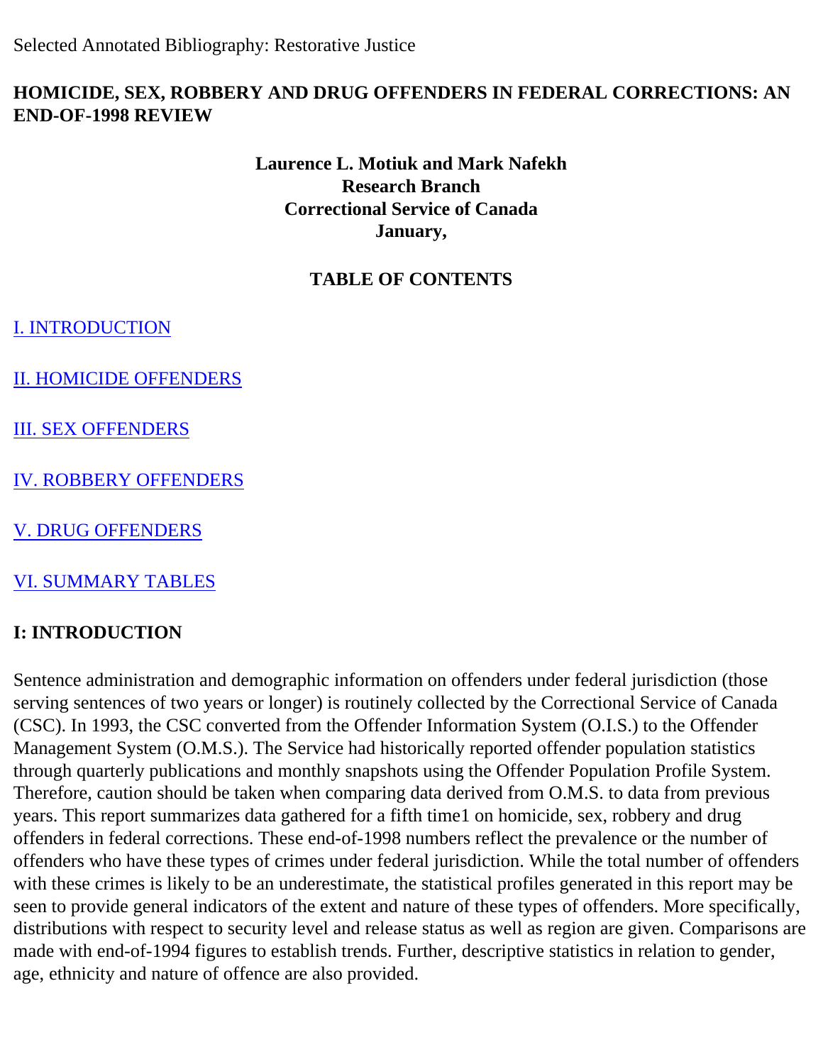Selected Annotated Bibliography: Restorative Justice

# HOMICIDE, SEX, ROBBERY AND DRUG OFFENDERS IN FEDERAL CORRECTIONS: AN END-OF-1998 REVIEW

**Laurence L. Motiuk and Mark Nafekh**
**Research Branch**
**Correctional Service of Canada**
**January,**

**TABLE OF CONTENTS**

I. INTRODUCTION

II. HOMICIDE OFFENDERS

III. SEX OFFENDERS

IV. ROBBERY OFFENDERS

V. DRUG OFFENDERS

VI. SUMMARY TABLES

## I: INTRODUCTION

Sentence administration and demographic information on offenders under federal jurisdiction (those serving sentences of two years or longer) is routinely collected by the Correctional Service of Canada (CSC). In 1993, the CSC converted from the Offender Information System (O.I.S.) to the Offender Management System (O.M.S.). The Service had historically reported offender population statistics through quarterly publications and monthly snapshots using the Offender Population Profile System. Therefore, caution should be taken when comparing data derived from O.M.S. to data from previous years. This report summarizes data gathered for a fifth time[1] on homicide, sex, robbery and drug offenders in federal corrections. These end-of-1998 numbers reflect the prevalence or the number of offenders who have these types of crimes under federal jurisdiction. While the total number of offenders with these crimes is likely to be an underestimate, the statistical profiles generated in this report may be seen to provide general indicators of the extent and nature of these types of offenders. More specifically, distributions with respect to security level and release status as well as region are given. Comparisons are made with end-of-1994 figures to establish trends. Further, descriptive statistics in relation to gender, age, ethnicity and nature of offence are also provided.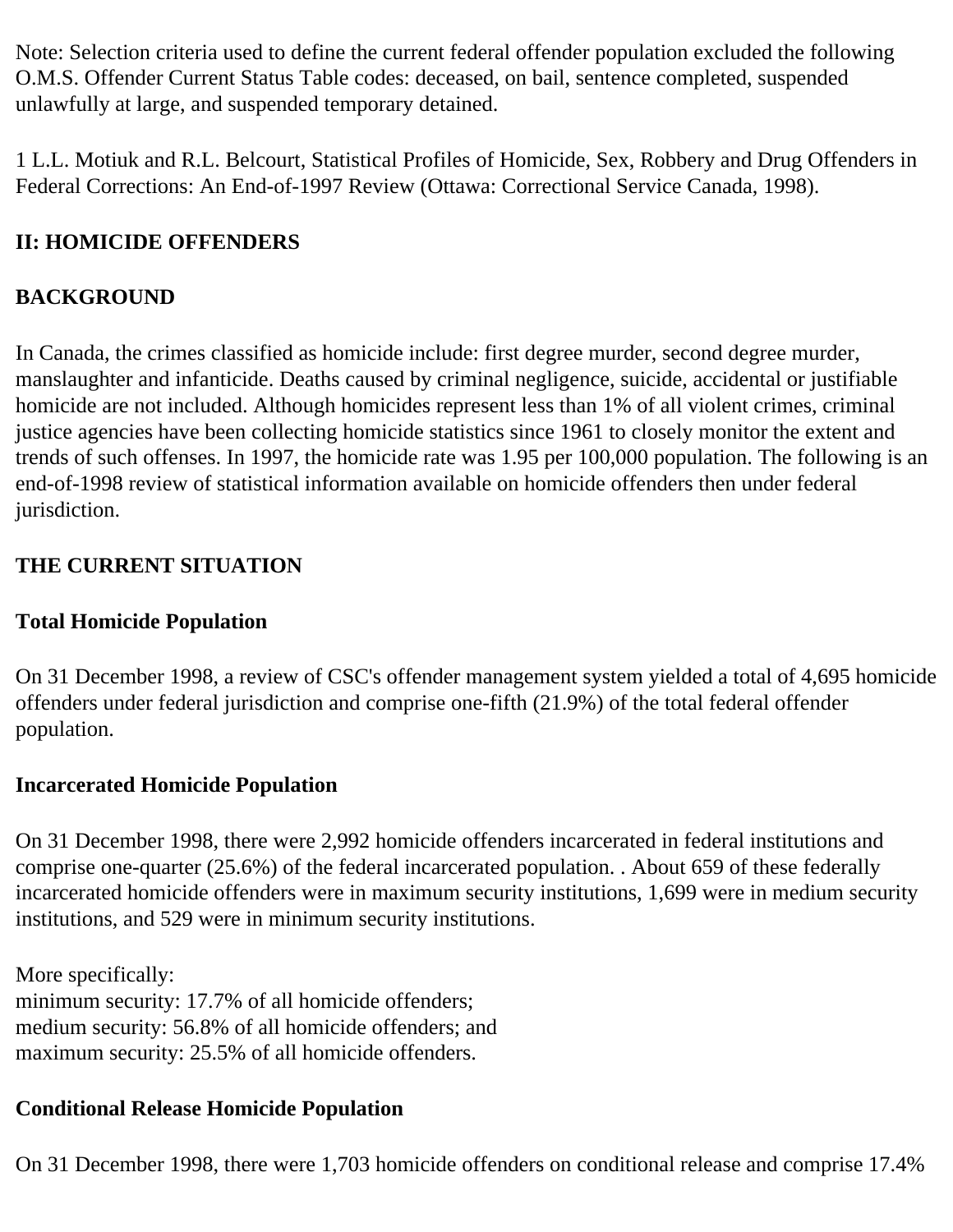Note: Selection criteria used to define the current federal offender population excluded the following O.M.S. Offender Current Status Table codes: deceased, on bail, sentence completed, suspended unlawfully at large, and suspended temporary detained.

1 L.L. Motiuk and R.L. Belcourt, Statistical Profiles of Homicide, Sex, Robbery and Drug Offenders in Federal Corrections: An End-of-1997 Review (Ottawa: Correctional Service Canada, 1998).

## II: HOMICIDE OFFENDERS

### BACKGROUND

In Canada, the crimes classified as homicide include: first degree murder, second degree murder, manslaughter and infanticide. Deaths caused by criminal negligence, suicide, accidental or justifiable homicide are not included. Although homicides represent less than 1% of all violent crimes, criminal justice agencies have been collecting homicide statistics since 1961 to closely monitor the extent and trends of such offenses. In 1997, the homicide rate was 1.95 per 100,000 population. The following is an end-of-1998 review of statistical information available on homicide offenders then under federal jurisdiction.

### THE CURRENT SITUATION

#### Total Homicide Population

On 31 December 1998, a review of CSC's offender management system yielded a total of 4,695 homicide offenders under federal jurisdiction and comprise one-fifth (21.9%) of the total federal offender population.

#### Incarcerated Homicide Population

On 31 December 1998, there were 2,992 homicide offenders incarcerated in federal institutions and comprise one-quarter (25.6%) of the federal incarcerated population. . About 659 of these federally incarcerated homicide offenders were in maximum security institutions, 1,699 were in medium security institutions, and 529 were in minimum security institutions.

More specifically:
minimum security: 17.7% of all homicide offenders;
medium security: 56.8% of all homicide offenders; and
maximum security: 25.5% of all homicide offenders.

#### Conditional Release Homicide Population

On 31 December 1998, there were 1,703 homicide offenders on conditional release and comprise 17.4%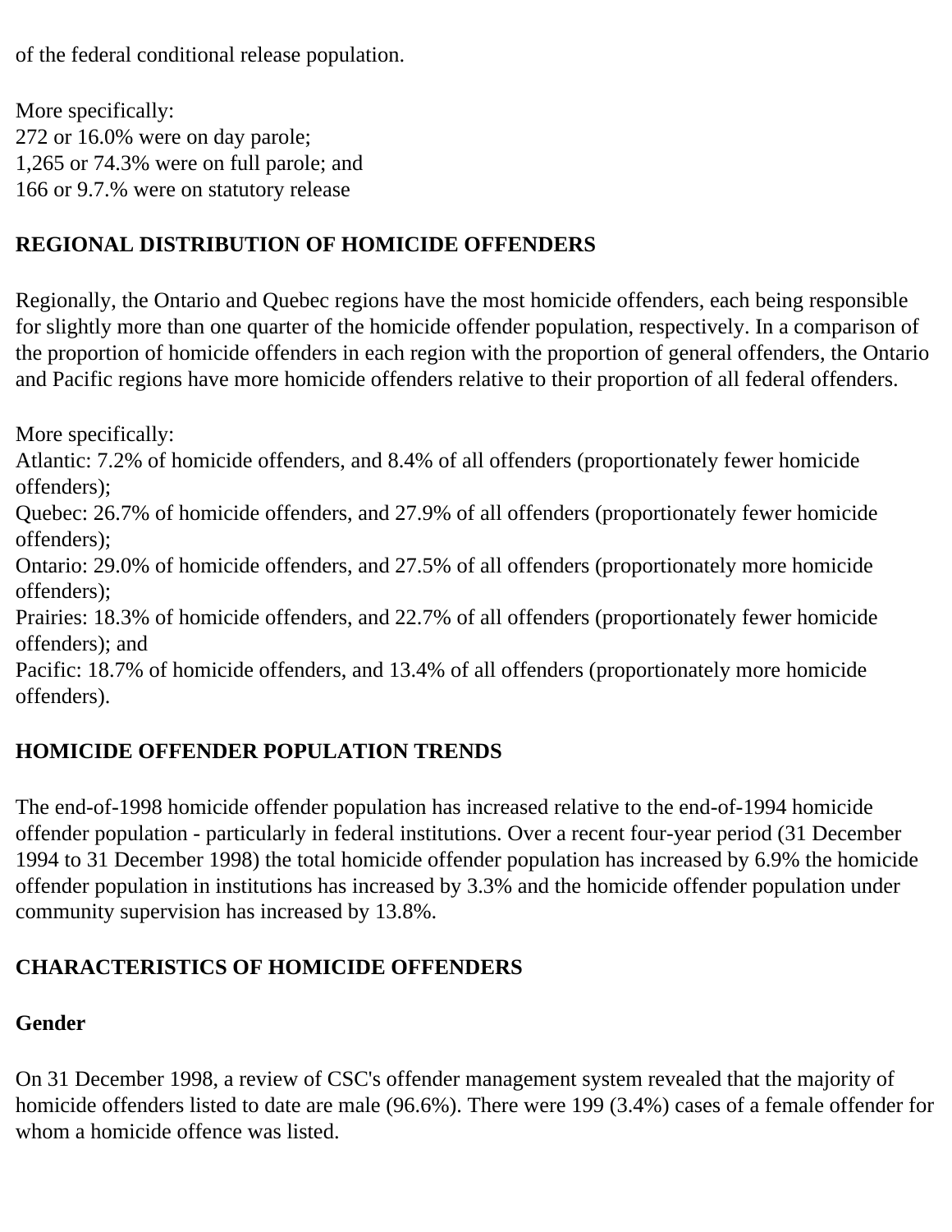of the federal conditional release population.

More specifically:
272 or 16.0% were on day parole;
1,265 or 74.3% were on full parole; and
166 or 9.7.% were on statutory release

## REGIONAL DISTRIBUTION OF HOMICIDE OFFENDERS

Regionally, the Ontario and Quebec regions have the most homicide offenders, each being responsible for slightly more than one quarter of the homicide offender population, respectively. In a comparison of the proportion of homicide offenders in each region with the proportion of general offenders, the Ontario and Pacific regions have more homicide offenders relative to their proportion of all federal offenders.

More specifically:
Atlantic: 7.2% of homicide offenders, and 8.4% of all offenders (proportionately fewer homicide offenders);
Quebec: 26.7% of homicide offenders, and 27.9% of all offenders (proportionately fewer homicide offenders);
Ontario: 29.0% of homicide offenders, and 27.5% of all offenders (proportionately more homicide offenders);
Prairies: 18.3% of homicide offenders, and 22.7% of all offenders (proportionately fewer homicide offenders); and
Pacific: 18.7% of homicide offenders, and 13.4% of all offenders (proportionately more homicide offenders).

## HOMICIDE OFFENDER POPULATION TRENDS

The end-of-1998 homicide offender population has increased relative to the end-of-1994 homicide offender population - particularly in federal institutions. Over a recent four-year period (31 December 1994 to 31 December 1998) the total homicide offender population has increased by 6.9% the homicide offender population in institutions has increased by 3.3% and the homicide offender population under community supervision has increased by 13.8%.

## CHARACTERISTICS OF HOMICIDE OFFENDERS

### Gender

On 31 December 1998, a review of CSC's offender management system revealed that the majority of homicide offenders listed to date are male (96.6%). There were 199 (3.4%) cases of a female offender for whom a homicide offence was listed.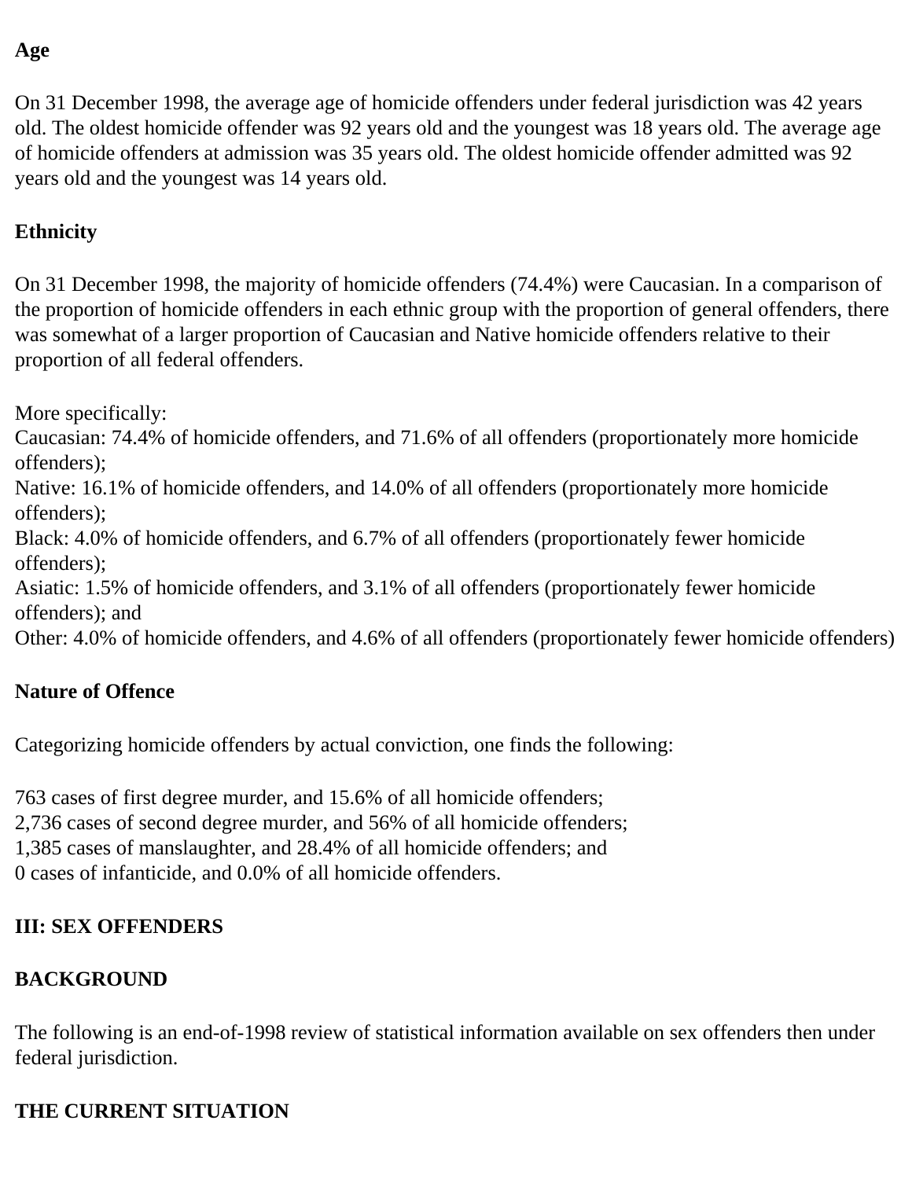**Age**

On 31 December 1998, the average age of homicide offenders under federal jurisdiction was 42 years old. The oldest homicide offender was 92 years old and the youngest was 18 years old. The average age of homicide offenders at admission was 35 years old. The oldest homicide offender admitted was 92 years old and the youngest was 14 years old.

**Ethnicity**

On 31 December 1998, the majority of homicide offenders (74.4%) were Caucasian. In a comparison of the proportion of homicide offenders in each ethnic group with the proportion of general offenders, there was somewhat of a larger proportion of Caucasian and Native homicide offenders relative to their proportion of all federal offenders.

More specifically:
Caucasian: 74.4% of homicide offenders, and 71.6% of all offenders (proportionately more homicide offenders);
Native: 16.1% of homicide offenders, and 14.0% of all offenders (proportionately more homicide offenders);
Black: 4.0% of homicide offenders, and 6.7% of all offenders (proportionately fewer homicide offenders);
Asiatic: 1.5% of homicide offenders, and 3.1% of all offenders (proportionately fewer homicide offenders); and
Other: 4.0% of homicide offenders, and 4.6% of all offenders (proportionately fewer homicide offenders)

**Nature of Offence**

Categorizing homicide offenders by actual conviction, one finds the following:

763 cases of first degree murder, and 15.6% of all homicide offenders;
2,736 cases of second degree murder, and 56% of all homicide offenders;
1,385 cases of manslaughter, and 28.4% of all homicide offenders; and
0 cases of infanticide, and 0.0% of all homicide offenders.

## III: SEX OFFENDERS

### BACKGROUND

The following is an end-of-1998 review of statistical information available on sex offenders then under federal jurisdiction.

### THE CURRENT SITUATION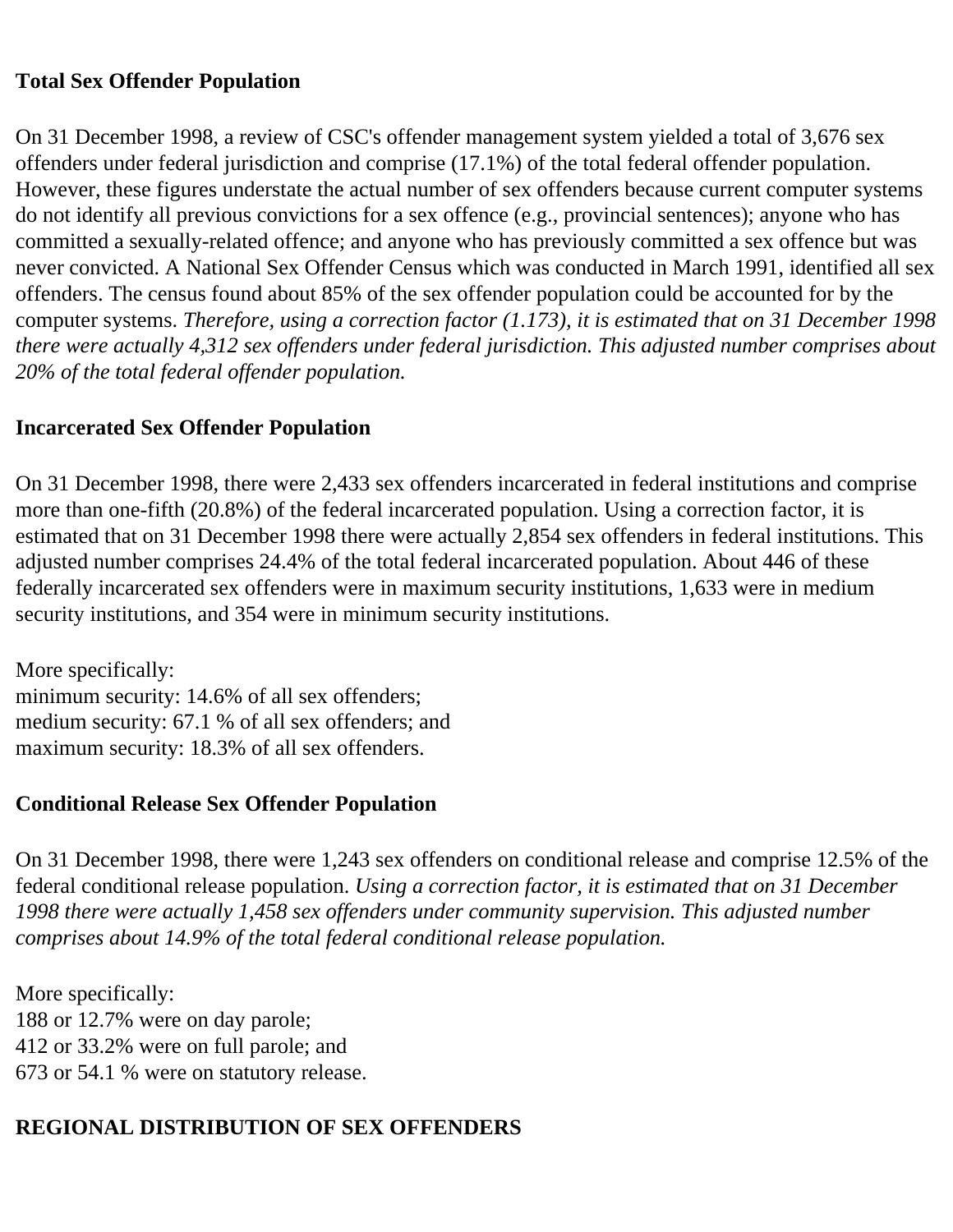### Total Sex Offender Population

On 31 December 1998, a review of CSC's offender management system yielded a total of 3,676 sex offenders under federal jurisdiction and comprise (17.1%) of the total federal offender population. However, these figures understate the actual number of sex offenders because current computer systems do not identify all previous convictions for a sex offence (e.g., provincial sentences); anyone who has committed a sexually-related offence; and anyone who has previously committed a sex offence but was never convicted. A National Sex Offender Census which was conducted in March 1991, identified all sex offenders. The census found about 85% of the sex offender population could be accounted for by the computer systems. *Therefore, using a correction factor (1.173), it is estimated that on 31 December 1998 there were actually 4,312 sex offenders under federal jurisdiction. This adjusted number comprises about 20% of the total federal offender population.*

### Incarcerated Sex Offender Population

On 31 December 1998, there were 2,433 sex offenders incarcerated in federal institutions and comprise more than one-fifth (20.8%) of the federal incarcerated population. Using a correction factor, it is estimated that on 31 December 1998 there were actually 2,854 sex offenders in federal institutions. This adjusted number comprises 24.4% of the total federal incarcerated population. About 446 of these federally incarcerated sex offenders were in maximum security institutions, 1,633 were in medium security institutions, and 354 were in minimum security institutions.

More specifically:
minimum security: 14.6% of all sex offenders;
medium security: 67.1 % of all sex offenders; and
maximum security: 18.3% of all sex offenders.

### Conditional Release Sex Offender Population

On 31 December 1998, there were 1,243 sex offenders on conditional release and comprise 12.5% of the federal conditional release population. *Using a correction factor, it is estimated that on 31 December 1998 there were actually 1,458 sex offenders under community supervision. This adjusted number comprises about 14.9% of the total federal conditional release population.*

More specifically:
188 or 12.7% were on day parole;
412 or 33.2% were on full parole; and
673 or 54.1 % were on statutory release.

## REGIONAL DISTRIBUTION OF SEX OFFENDERS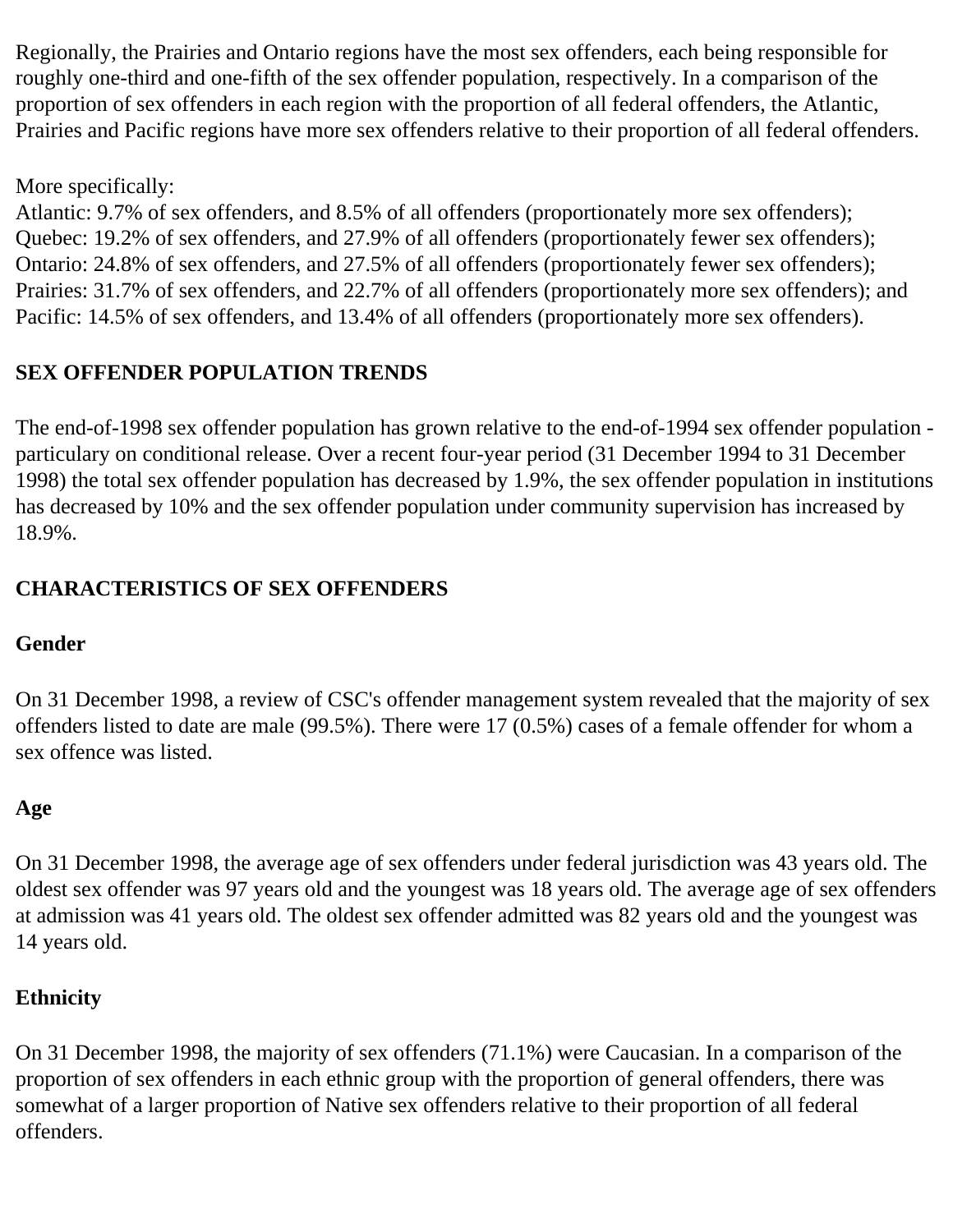Regionally, the Prairies and Ontario regions have the most sex offenders, each being responsible for roughly one-third and one-fifth of the sex offender population, respectively. In a comparison of the proportion of sex offenders in each region with the proportion of all federal offenders, the Atlantic, Prairies and Pacific regions have more sex offenders relative to their proportion of all federal offenders.

More specifically:
Atlantic: 9.7% of sex offenders, and 8.5% of all offenders (proportionately more sex offenders);
Quebec: 19.2% of sex offenders, and 27.9% of all offenders (proportionately fewer sex offenders);
Ontario: 24.8% of sex offenders, and 27.5% of all offenders (proportionately fewer sex offenders);
Prairies: 31.7% of sex offenders, and 22.7% of all offenders (proportionately more sex offenders); and
Pacific: 14.5% of sex offenders, and 13.4% of all offenders (proportionately more sex offenders).

## SEX OFFENDER POPULATION TRENDS

The end-of-1998 sex offender population has grown relative to the end-of-1994 sex offender population - particulary on conditional release. Over a recent four-year period (31 December 1994 to 31 December 1998) the total sex offender population has decreased by 1.9%, the sex offender population in institutions has decreased by 10% and the sex offender population under community supervision has increased by 18.9%.

## CHARACTERISTICS OF SEX OFFENDERS

### Gender

On 31 December 1998, a review of CSC's offender management system revealed that the majority of sex offenders listed to date are male (99.5%). There were 17 (0.5%) cases of a female offender for whom a sex offence was listed.

### Age

On 31 December 1998, the average age of sex offenders under federal jurisdiction was 43 years old. The oldest sex offender was 97 years old and the youngest was 18 years old. The average age of sex offenders at admission was 41 years old. The oldest sex offender admitted was 82 years old and the youngest was 14 years old.

### Ethnicity

On 31 December 1998, the majority of sex offenders (71.1%) were Caucasian. In a comparison of the proportion of sex offenders in each ethnic group with the proportion of general offenders, there was somewhat of a larger proportion of Native sex offenders relative to their proportion of all federal offenders.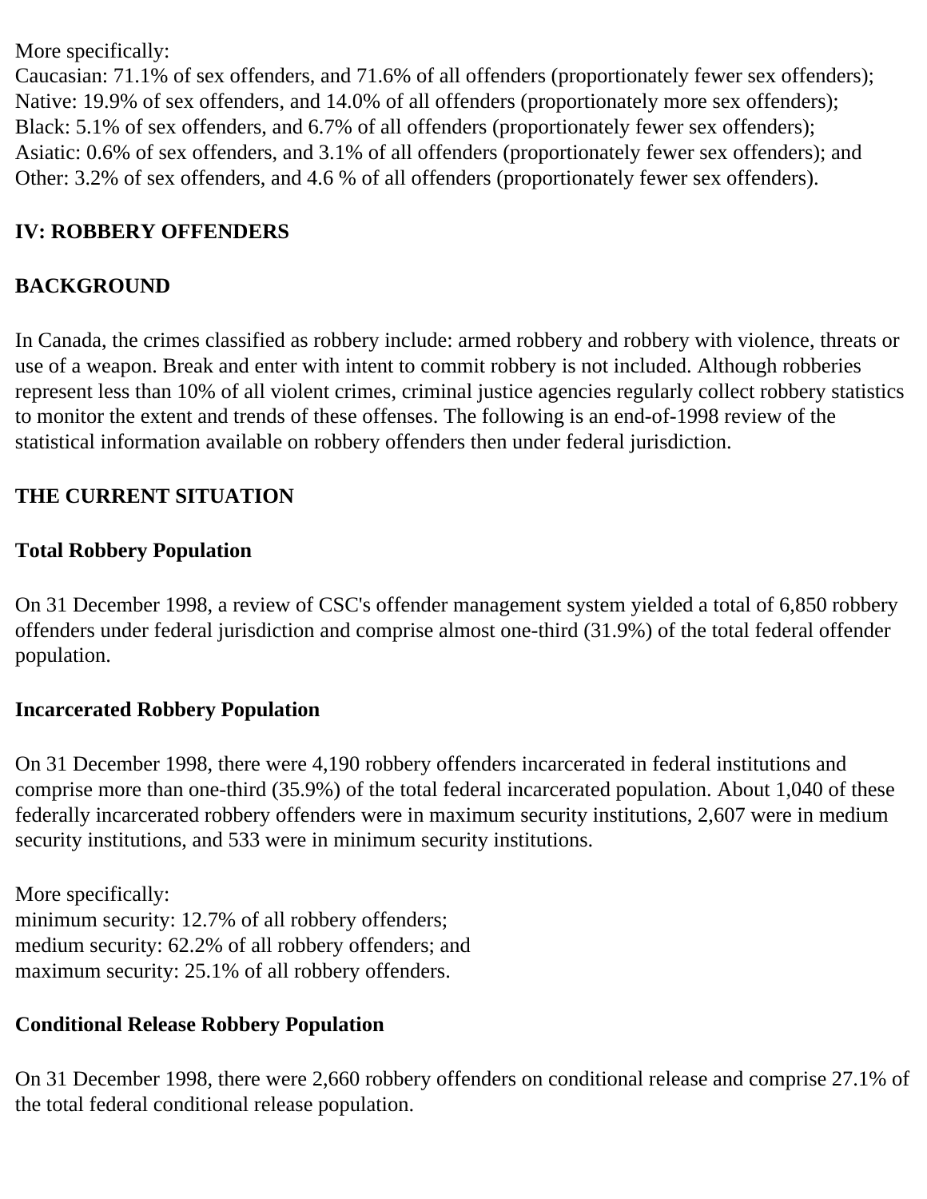More specifically:
Caucasian: 71.1% of sex offenders, and 71.6% of all offenders (proportionately fewer sex offenders);
Native: 19.9% of sex offenders, and 14.0% of all offenders (proportionately more sex offenders);
Black: 5.1% of sex offenders, and 6.7% of all offenders (proportionately fewer sex offenders);
Asiatic: 0.6% of sex offenders, and 3.1% of all offenders (proportionately fewer sex offenders); and
Other: 3.2% of sex offenders, and 4.6 % of all offenders (proportionately fewer sex offenders).

## IV: ROBBERY OFFENDERS

### BACKGROUND

In Canada, the crimes classified as robbery include: armed robbery and robbery with violence, threats or use of a weapon. Break and enter with intent to commit robbery is not included. Although robberies represent less than 10% of all violent crimes, criminal justice agencies regularly collect robbery statistics to monitor the extent and trends of these offenses. The following is an end-of-1998 review of the statistical information available on robbery offenders then under federal jurisdiction.

### THE CURRENT SITUATION

#### Total Robbery Population

On 31 December 1998, a review of CSC's offender management system yielded a total of 6,850 robbery offenders under federal jurisdiction and comprise almost one-third (31.9%) of the total federal offender population.

#### Incarcerated Robbery Population

On 31 December 1998, there were 4,190 robbery offenders incarcerated in federal institutions and comprise more than one-third (35.9%) of the total federal incarcerated population. About 1,040 of these federally incarcerated robbery offenders were in maximum security institutions, 2,607 were in medium security institutions, and 533 were in minimum security institutions.

More specifically:
minimum security: 12.7% of all robbery offenders;
medium security: 62.2% of all robbery offenders; and
maximum security: 25.1% of all robbery offenders.

#### Conditional Release Robbery Population

On 31 December 1998, there were 2,660 robbery offenders on conditional release and comprise 27.1% of the total federal conditional release population.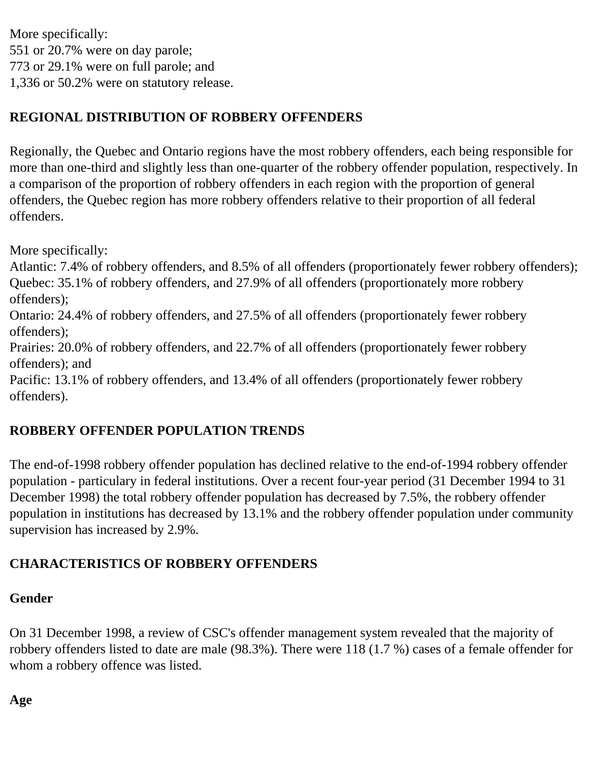More specifically:
551 or 20.7% were on day parole;
773 or 29.1% were on full parole; and
1,336 or 50.2% were on statutory release.

## REGIONAL DISTRIBUTION OF ROBBERY OFFENDERS

Regionally, the Quebec and Ontario regions have the most robbery offenders, each being responsible for more than one-third and slightly less than one-quarter of the robbery offender population, respectively. In a comparison of the proportion of robbery offenders in each region with the proportion of general offenders, the Quebec region has more robbery offenders relative to their proportion of all federal offenders.

More specifically:
Atlantic: 7.4% of robbery offenders, and 8.5% of all offenders (proportionately fewer robbery offenders);
Quebec: 35.1% of robbery offenders, and 27.9% of all offenders (proportionately more robbery offenders);
Ontario: 24.4% of robbery offenders, and 27.5% of all offenders (proportionately fewer robbery offenders);
Prairies: 20.0% of robbery offenders, and 22.7% of all offenders (proportionately fewer robbery offenders); and
Pacific: 13.1% of robbery offenders, and 13.4% of all offenders (proportionately fewer robbery offenders).

## ROBBERY OFFENDER POPULATION TRENDS

The end-of-1998 robbery offender population has declined relative to the end-of-1994 robbery offender population - particulary in federal institutions. Over a recent four-year period (31 December 1994 to 31 December 1998) the total robbery offender population has decreased by 7.5%, the robbery offender population in institutions has decreased by 13.1% and the robbery offender population under community supervision has increased by 2.9%.

## CHARACTERISTICS OF ROBBERY OFFENDERS

### Gender

On 31 December 1998, a review of CSC's offender management system revealed that the majority of robbery offenders listed to date are male (98.3%). There were 118 (1.7 %) cases of a female offender for whom a robbery offence was listed.

### Age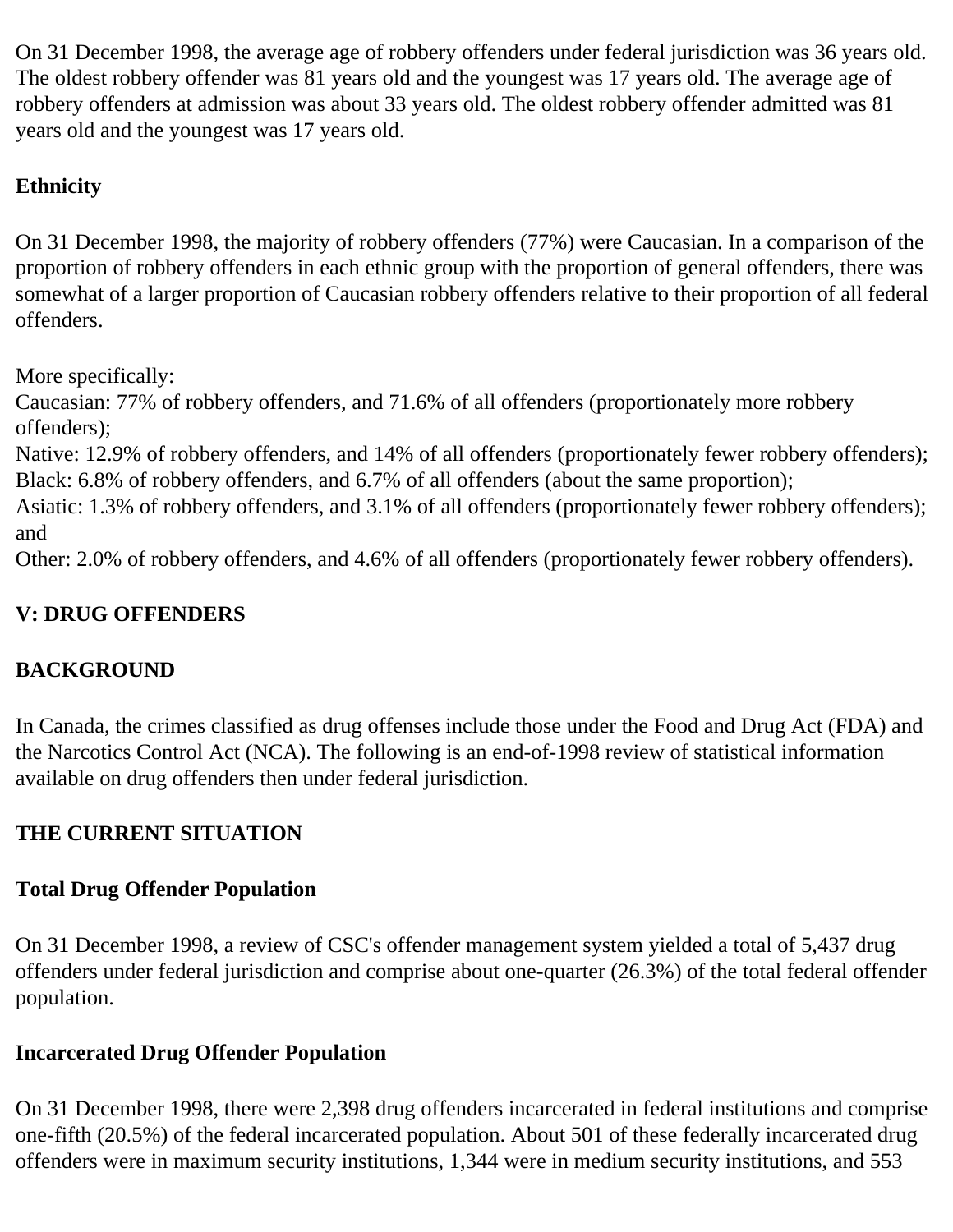On 31 December 1998, the average age of robbery offenders under federal jurisdiction was 36 years old. The oldest robbery offender was 81 years old and the youngest was 17 years old. The average age of robbery offenders at admission was about 33 years old. The oldest robbery offender admitted was 81 years old and the youngest was 17 years old.

**Ethnicity**

On 31 December 1998, the majority of robbery offenders (77%) were Caucasian. In a comparison of the proportion of robbery offenders in each ethnic group with the proportion of general offenders, there was somewhat of a larger proportion of Caucasian robbery offenders relative to their proportion of all federal offenders.

More specifically:
Caucasian: 77% of robbery offenders, and 71.6% of all offenders (proportionately more robbery offenders);
Native: 12.9% of robbery offenders, and 14% of all offenders (proportionately fewer robbery offenders);
Black: 6.8% of robbery offenders, and 6.7% of all offenders (about the same proportion);
Asiatic: 1.3% of robbery offenders, and 3.1% of all offenders (proportionately fewer robbery offenders); and
Other: 2.0% of robbery offenders, and 4.6% of all offenders (proportionately fewer robbery offenders).

## V: DRUG OFFENDERS

### BACKGROUND

In Canada, the crimes classified as drug offenses include those under the Food and Drug Act (FDA) and the Narcotics Control Act (NCA). The following is an end-of-1998 review of statistical information available on drug offenders then under federal jurisdiction.

### THE CURRENT SITUATION

**Total Drug Offender Population**

On 31 December 1998, a review of CSC's offender management system yielded a total of 5,437 drug offenders under federal jurisdiction and comprise about one-quarter (26.3%) of the total federal offender population.

**Incarcerated Drug Offender Population**

On 31 December 1998, there were 2,398 drug offenders incarcerated in federal institutions and comprise one-fifth (20.5%) of the federal incarcerated population. About 501 of these federally incarcerated drug offenders were in maximum security institutions, 1,344 were in medium security institutions, and 553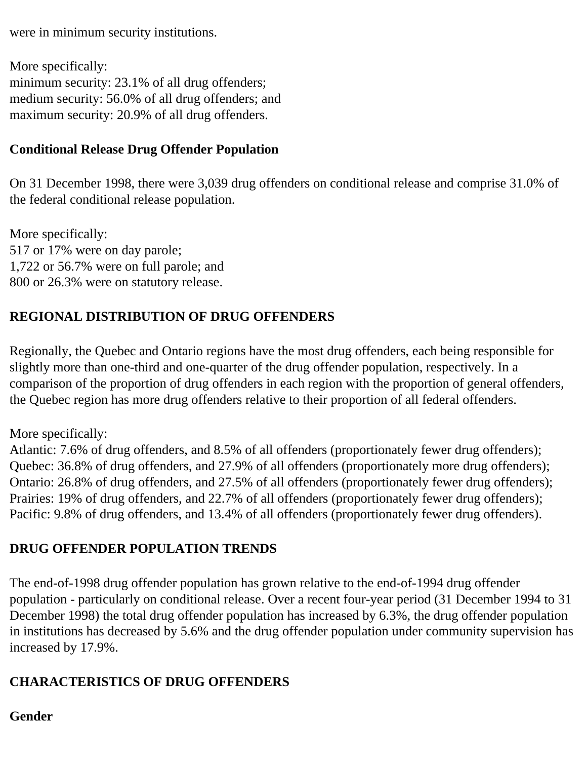were in minimum security institutions.

More specifically:
minimum security: 23.1% of all drug offenders;
medium security: 56.0% of all drug offenders; and
maximum security: 20.9% of all drug offenders.

**Conditional Release Drug Offender Population**

On 31 December 1998, there were 3,039 drug offenders on conditional release and comprise 31.0% of the federal conditional release population.

More specifically:
517 or 17% were on day parole;
1,722 or 56.7% were on full parole; and
800 or 26.3% were on statutory release.

## REGIONAL DISTRIBUTION OF DRUG OFFENDERS

Regionally, the Quebec and Ontario regions have the most drug offenders, each being responsible for slightly more than one-third and one-quarter of the drug offender population, respectively. In a comparison of the proportion of drug offenders in each region with the proportion of general offenders, the Quebec region has more drug offenders relative to their proportion of all federal offenders.

More specifically:
Atlantic: 7.6% of drug offenders, and 8.5% of all offenders (proportionately fewer drug offenders);
Quebec: 36.8% of drug offenders, and 27.9% of all offenders (proportionately more drug offenders);
Ontario: 26.8% of drug offenders, and 27.5% of all offenders (proportionately fewer drug offenders);
Prairies: 19% of drug offenders, and 22.7% of all offenders (proportionately fewer drug offenders);
Pacific: 9.8% of drug offenders, and 13.4% of all offenders (proportionately fewer drug offenders).

## DRUG OFFENDER POPULATION TRENDS

The end-of-1998 drug offender population has grown relative to the end-of-1994 drug offender population - particularly on conditional release. Over a recent four-year period (31 December 1994 to 31 December 1998) the total drug offender population has increased by 6.3%, the drug offender population in institutions has decreased by 5.6% and the drug offender population under community supervision has increased by 17.9%.

## CHARACTERISTICS OF DRUG OFFENDERS

**Gender**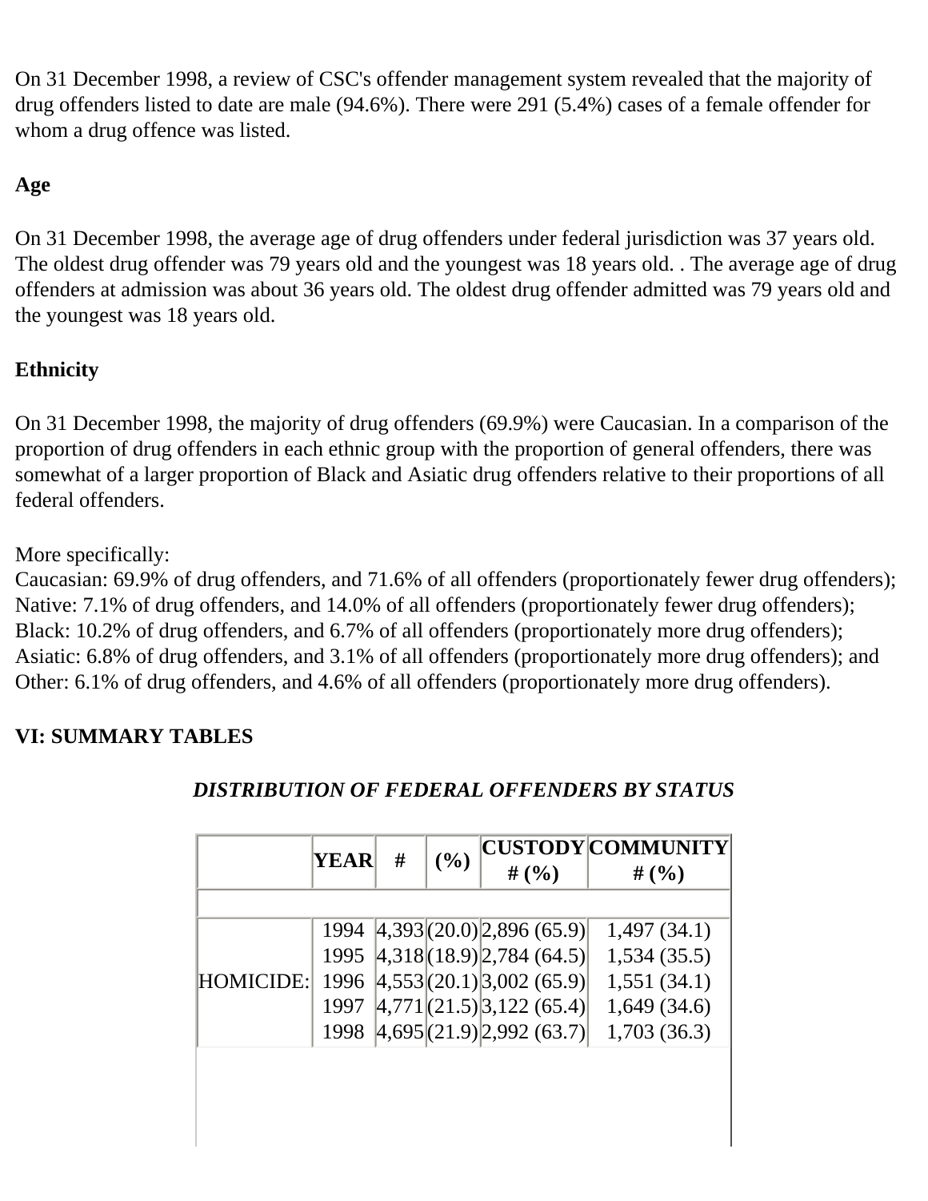On 31 December 1998, a review of CSC's offender management system revealed that the majority of drug offenders listed to date are male (94.6%). There were 291 (5.4%) cases of a female offender for whom a drug offence was listed.

**Age**

On 31 December 1998, the average age of drug offenders under federal jurisdiction was 37 years old. The oldest drug offender was 79 years old and the youngest was 18 years old. . The average age of drug offenders at admission was about 36 years old. The oldest drug offender admitted was 79 years old and the youngest was 18 years old.

**Ethnicity**

On 31 December 1998, the majority of drug offenders (69.9%) were Caucasian. In a comparison of the proportion of drug offenders in each ethnic group with the proportion of general offenders, there was somewhat of a larger proportion of Black and Asiatic drug offenders relative to their proportions of all federal offenders.

More specifically:
Caucasian: 69.9% of drug offenders, and 71.6% of all offenders (proportionately fewer drug offenders);
Native: 7.1% of drug offenders, and 14.0% of all offenders (proportionately fewer drug offenders);
Black: 10.2% of drug offenders, and 6.7% of all offenders (proportionately more drug offenders);
Asiatic: 6.8% of drug offenders, and 3.1% of all offenders (proportionately more drug offenders); and
Other: 6.1% of drug offenders, and 4.6% of all offenders (proportionately more drug offenders).

**VI: SUMMARY TABLES**

***DISTRIBUTION OF FEDERAL OFFENDERS BY STATUS***

| | YEAR | # | (%) | CUSTODY # (%) | COMMUNITY # (%) |
|---|---|---|---|---|---|
| HOMICIDE: | 1994 | 4,393 | (20.0) | 2,896 (65.9) | 1,497 (34.1) |
| | 1995 | 4,318 | (18.9) | 2,784 (64.5) | 1,534 (35.5) |
| | 1996 | 4,553 | (20.1) | 3,002 (65.9) | 1,551 (34.1) |
| | 1997 | 4,771 | (21.5) | 3,122 (65.4) | 1,649 (34.6) |
| | 1998 | 4,695 | (21.9) | 2,992 (63.7) | 1,703 (36.3) |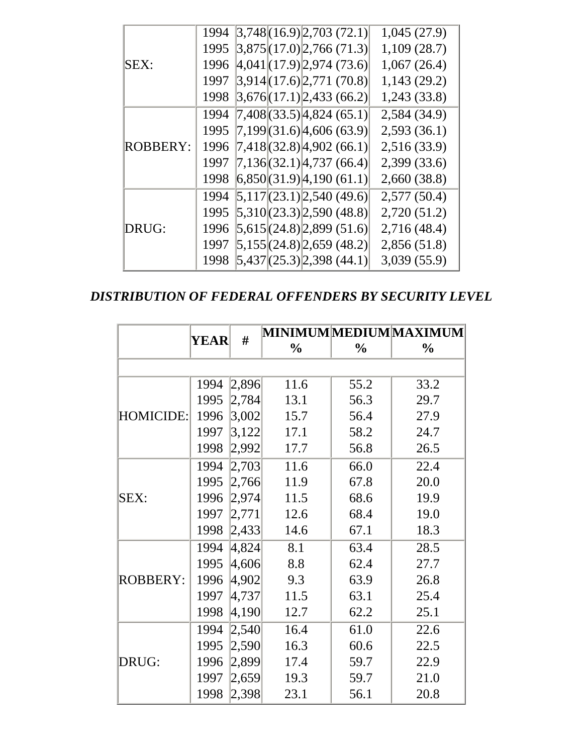| | | | | | |
|---|---|---|---|---|---|
| SEX: | 1994 | 3,748 | (16.9) | 2,703 (72.1) | 1,045 (27.9) |
| | 1995 | 3,875 | (17.0) | 2,766 (71.3) | 1,109 (28.7) |
| | 1996 | 4,041 | (17.9) | 2,974 (73.6) | 1,067 (26.4) |
| | 1997 | 3,914 | (17.6) | 2,771 (70.8) | 1,143 (29.2) |
| | 1998 | 3,676 | (17.1) | 2,433 (66.2) | 1,243 (33.8) |
| ROBBERY: | 1994 | 7,408 | (33.5) | 4,824 (65.1) | 2,584 (34.9) |
| | 1995 | 7,199 | (31.6) | 4,606 (63.9) | 2,593 (36.1) |
| | 1996 | 7,418 | (32.8) | 4,902 (66.1) | 2,516 (33.9) |
| | 1997 | 7,136 | (32.1) | 4,737 (66.4) | 2,399 (33.6) |
| | 1998 | 6,850 | (31.9) | 4,190 (61.1) | 2,660 (38.8) |
| DRUG: | 1994 | 5,117 | (23.1) | 2,540 (49.6) | 2,577 (50.4) |
| | 1995 | 5,310 | (23.3) | 2,590 (48.8) | 2,720 (51.2) |
| | 1996 | 5,615 | (24.8) | 2,899 (51.6) | 2,716 (48.4) |
| | 1997 | 5,155 | (24.8) | 2,659 (48.2) | 2,856 (51.8) |
| | 1998 | 5,437 | (25.3) | 2,398 (44.1) | 3,039 (55.9) |

***DISTRIBUTION OF FEDERAL OFFENDERS BY SECURITY LEVEL***

| | YEAR | # | MINIMUM % | MEDIUM % | MAXIMUM % |
|---|---|---|---|---|---|
| | | | | | |
| HOMICIDE: | 1994 | 2,896 | 11.6 | 55.2 | 33.2 |
| | 1995 | 2,784 | 13.1 | 56.3 | 29.7 |
| | 1996 | 3,002 | 15.7 | 56.4 | 27.9 |
| | 1997 | 3,122 | 17.1 | 58.2 | 24.7 |
| | 1998 | 2,992 | 17.7 | 56.8 | 26.5 |
| SEX: | 1994 | 2,703 | 11.6 | 66.0 | 22.4 |
| | 1995 | 2,766 | 11.9 | 67.8 | 20.0 |
| | 1996 | 2,974 | 11.5 | 68.6 | 19.9 |
| | 1997 | 2,771 | 12.6 | 68.4 | 19.0 |
| | 1998 | 2,433 | 14.6 | 67.1 | 18.3 |
| ROBBERY: | 1994 | 4,824 | 8.1 | 63.4 | 28.5 |
| | 1995 | 4,606 | 8.8 | 62.4 | 27.7 |
| | 1996 | 4,902 | 9.3 | 63.9 | 26.8 |
| | 1997 | 4,737 | 11.5 | 63.1 | 25.4 |
| | 1998 | 4,190 | 12.7 | 62.2 | 25.1 |
| DRUG: | 1994 | 2,540 | 16.4 | 61.0 | 22.6 |
| | 1995 | 2,590 | 16.3 | 60.6 | 22.5 |
| | 1996 | 2,899 | 17.4 | 59.7 | 22.9 |
| | 1997 | 2,659 | 19.3 | 59.7 | 21.0 |
| | 1998 | 2,398 | 23.1 | 56.1 | 20.8 |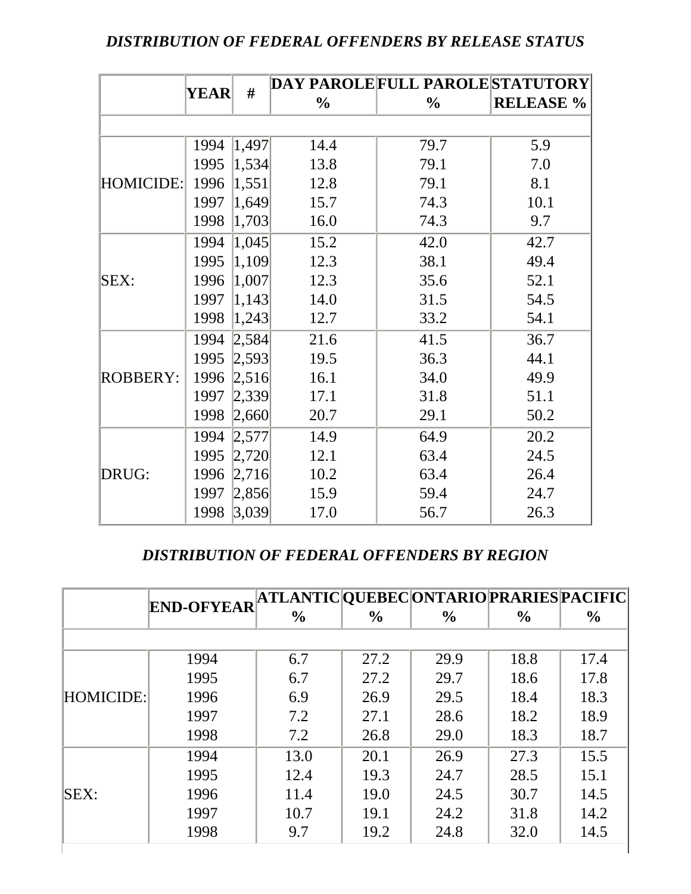### *DISTRIBUTION OF FEDERAL OFFENDERS BY RELEASE STATUS*

| | YEAR | # | DAY PAROLE % | FULL PAROLE % | STATUTORY RELEASE % |
|---|---|---|---|---|---|
| HOMICIDE: | 1994 | 1,497 | 14.4 | 79.7 | 5.9 |
| | 1995 | 1,534 | 13.8 | 79.1 | 7.0 |
| | 1996 | 1,551 | 12.8 | 79.1 | 8.1 |
| | 1997 | 1,649 | 15.7 | 74.3 | 10.1 |
| | 1998 | 1,703 | 16.0 | 74.3 | 9.7 |
| SEX: | 1994 | 1,045 | 15.2 | 42.0 | 42.7 |
| | 1995 | 1,109 | 12.3 | 38.1 | 49.4 |
| | 1996 | 1,007 | 12.3 | 35.6 | 52.1 |
| | 1997 | 1,143 | 14.0 | 31.5 | 54.5 |
| | 1998 | 1,243 | 12.7 | 33.2 | 54.1 |
| ROBBERY: | 1994 | 2,584 | 21.6 | 41.5 | 36.7 |
| | 1995 | 2,593 | 19.5 | 36.3 | 44.1 |
| | 1996 | 2,516 | 16.1 | 34.0 | 49.9 |
| | 1997 | 2,339 | 17.1 | 31.8 | 51.1 |
| | 1998 | 2,660 | 20.7 | 29.1 | 50.2 |
| DRUG: | 1994 | 2,577 | 14.9 | 64.9 | 20.2 |
| | 1995 | 2,720 | 12.1 | 63.4 | 24.5 |
| | 1996 | 2,716 | 10.2 | 63.4 | 26.4 |
| | 1997 | 2,856 | 15.9 | 59.4 | 24.7 |
| | 1998 | 3,039 | 17.0 | 56.7 | 26.3 |

### *DISTRIBUTION OF FEDERAL OFFENDERS BY REGION*

| | END-OFYEAR | ATLANTIC % | QUEBEC % | ONTARIO % | PRARIES % | PACIFIC % |
|---|---|---|---|---|---|---|
| HOMICIDE: | 1994 | 6.7 | 27.2 | 29.9 | 18.8 | 17.4 |
| | 1995 | 6.7 | 27.2 | 29.7 | 18.6 | 17.8 |
| | 1996 | 6.9 | 26.9 | 29.5 | 18.4 | 18.3 |
| | 1997 | 7.2 | 27.1 | 28.6 | 18.2 | 18.9 |
| | 1998 | 7.2 | 26.8 | 29.0 | 18.3 | 18.7 |
| SEX: | 1994 | 13.0 | 20.1 | 26.9 | 27.3 | 15.5 |
| | 1995 | 12.4 | 19.3 | 24.7 | 28.5 | 15.1 |
| | 1996 | 11.4 | 19.0 | 24.5 | 30.7 | 14.5 |
| | 1997 | 10.7 | 19.1 | 24.2 | 31.8 | 14.2 |
| | 1998 | 9.7 | 19.2 | 24.8 | 32.0 | 14.5 |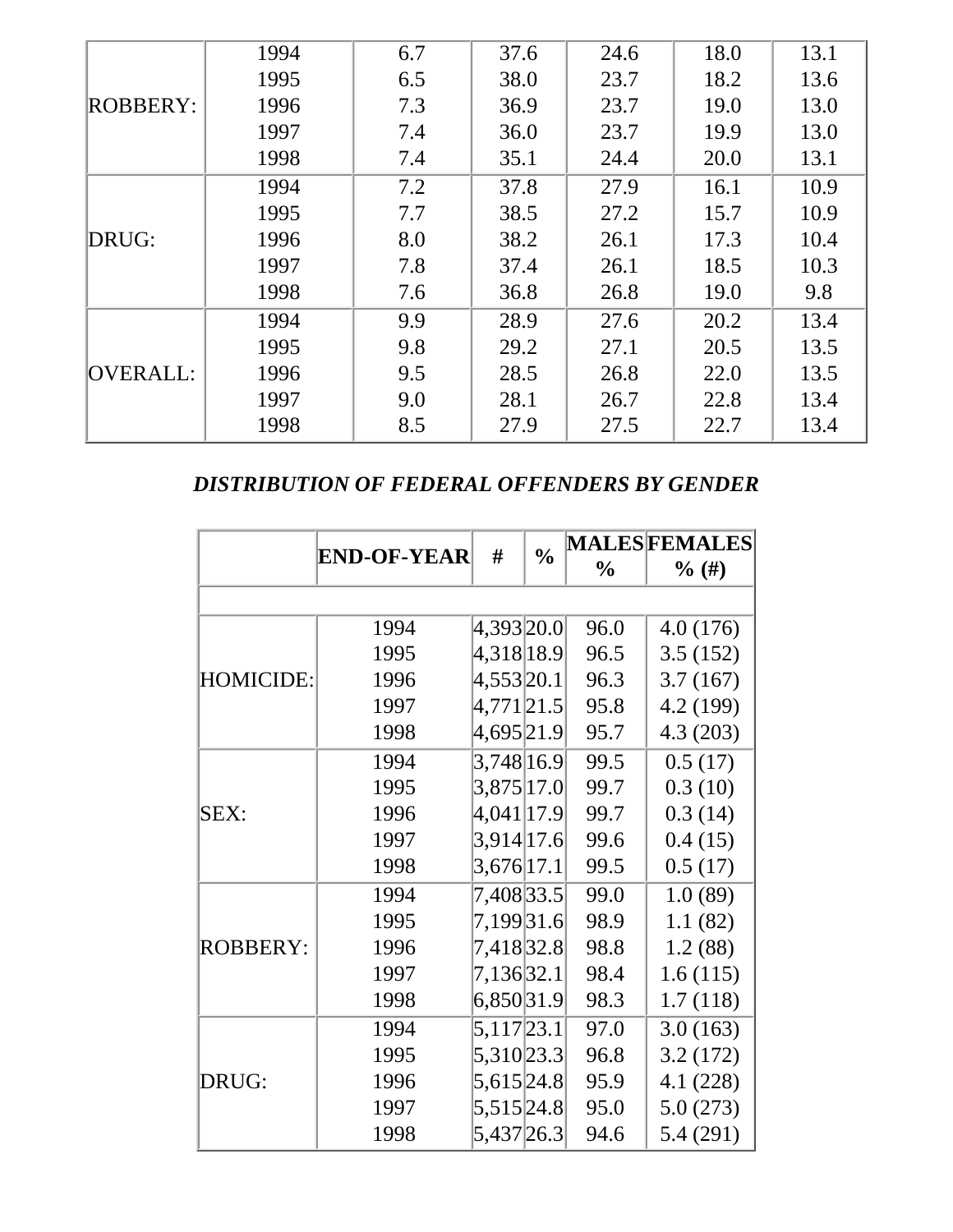| | | | | | | |
|---|---|---|---|---|---|---|
| ROBBERY: | 1994 | 6.7 | 37.6 | 24.6 | 18.0 | 13.1 |
| | 1995 | 6.5 | 38.0 | 23.7 | 18.2 | 13.6 |
| | 1996 | 7.3 | 36.9 | 23.7 | 19.0 | 13.0 |
| | 1997 | 7.4 | 36.0 | 23.7 | 19.9 | 13.0 |
| | 1998 | 7.4 | 35.1 | 24.4 | 20.0 | 13.1 |
| DRUG: | 1994 | 7.2 | 37.8 | 27.9 | 16.1 | 10.9 |
| | 1995 | 7.7 | 38.5 | 27.2 | 15.7 | 10.9 |
| | 1996 | 8.0 | 38.2 | 26.1 | 17.3 | 10.4 |
| | 1997 | 7.8 | 37.4 | 26.1 | 18.5 | 10.3 |
| | 1998 | 7.6 | 36.8 | 26.8 | 19.0 | 9.8 |
| OVERALL: | 1994 | 9.9 | 28.9 | 27.6 | 20.2 | 13.4 |
| | 1995 | 9.8 | 29.2 | 27.1 | 20.5 | 13.5 |
| | 1996 | 9.5 | 28.5 | 26.8 | 22.0 | 13.5 |
| | 1997 | 9.0 | 28.1 | 26.7 | 22.8 | 13.4 |
| | 1998 | 8.5 | 27.9 | 27.5 | 22.7 | 13.4 |

***DISTRIBUTION OF FEDERAL OFFENDERS BY GENDER***

| | END-OF-YEAR | # | % | MALES % | FEMALES % (#) |
|---|---|---|---|---|---|
| HOMICIDE: | 1994 | 4,393 | 20.0 | 96.0 | 4.0 (176) |
| | 1995 | 4,318 | 18.9 | 96.5 | 3.5 (152) |
| | 1996 | 4,553 | 20.1 | 96.3 | 3.7 (167) |
| | 1997 | 4,771 | 21.5 | 95.8 | 4.2 (199) |
| | 1998 | 4,695 | 21.9 | 95.7 | 4.3 (203) |
| SEX: | 1994 | 3,748 | 16.9 | 99.5 | 0.5 (17) |
| | 1995 | 3,875 | 17.0 | 99.7 | 0.3 (10) |
| | 1996 | 4,041 | 17.9 | 99.7 | 0.3 (14) |
| | 1997 | 3,914 | 17.6 | 99.6 | 0.4 (15) |
| | 1998 | 3,676 | 17.1 | 99.5 | 0.5 (17) |
| ROBBERY: | 1994 | 7,408 | 33.5 | 99.0 | 1.0 (89) |
| | 1995 | 7,199 | 31.6 | 98.9 | 1.1 (82) |
| | 1996 | 7,418 | 32.8 | 98.8 | 1.2 (88) |
| | 1997 | 7,136 | 32.1 | 98.4 | 1.6 (115) |
| | 1998 | 6,850 | 31.9 | 98.3 | 1.7 (118) |
| DRUG: | 1994 | 5,117 | 23.1 | 97.0 | 3.0 (163) |
| | 1995 | 5,310 | 23.3 | 96.8 | 3.2 (172) |
| | 1996 | 5,615 | 24.8 | 95.9 | 4.1 (228) |
| | 1997 | 5,515 | 24.8 | 95.0 | 5.0 (273) |
| | 1998 | 5,437 | 26.3 | 94.6 | 5.4 (291) |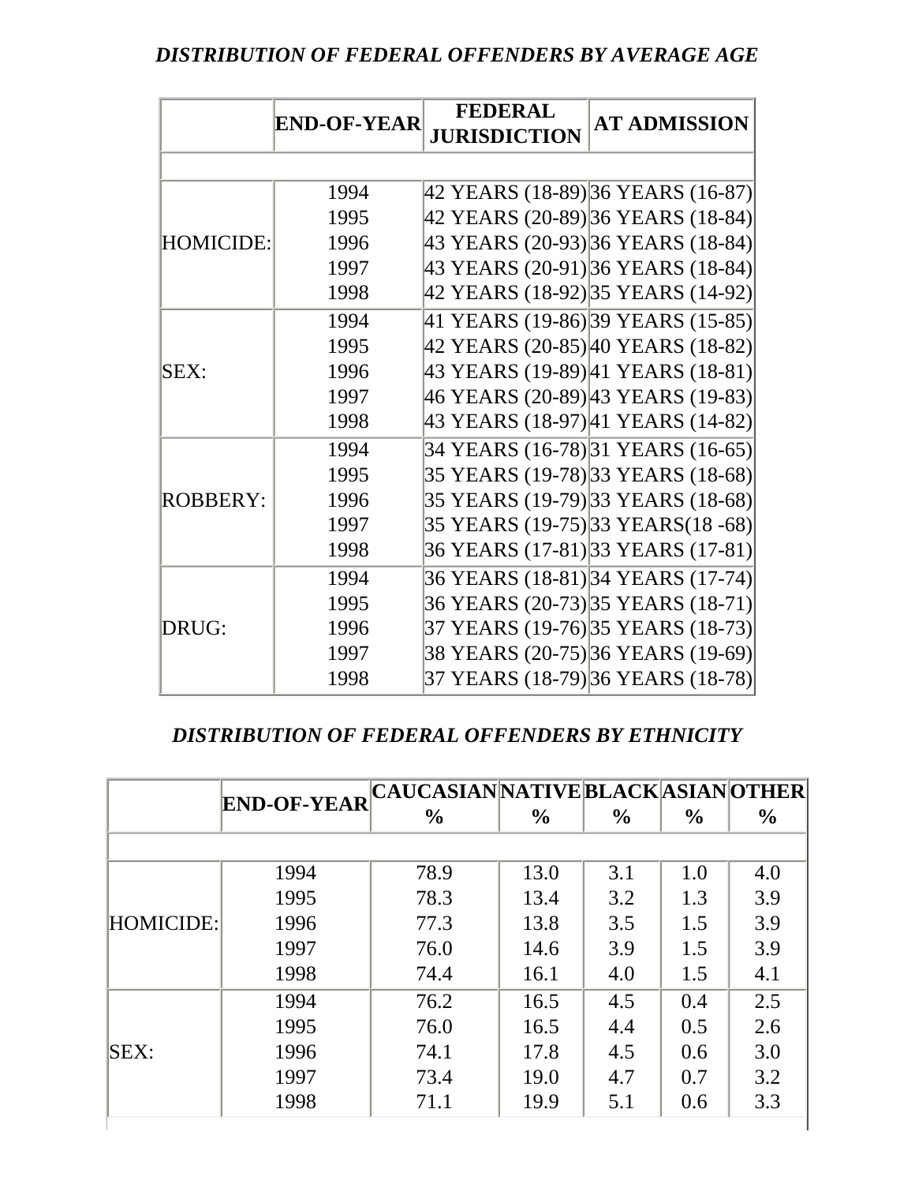### *DISTRIBUTION OF FEDERAL OFFENDERS BY AVERAGE AGE*

| | END-OF-YEAR | FEDERAL JURISDICTION | AT ADMISSION |
|---|---|---|---|
| HOMICIDE: | 1994 | 42 YEARS (18-89) | 36 YEARS (16-87) |
| | 1995 | 42 YEARS (20-89) | 36 YEARS (18-84) |
| | 1996 | 43 YEARS (20-93) | 36 YEARS (18-84) |
| | 1997 | 43 YEARS (20-91) | 36 YEARS (18-84) |
| | 1998 | 42 YEARS (18-92) | 35 YEARS (14-92) |
| SEX: | 1994 | 41 YEARS (19-86) | 39 YEARS (15-85) |
| | 1995 | 42 YEARS (20-85) | 40 YEARS (18-82) |
| | 1996 | 43 YEARS (19-89) | 41 YEARS (18-81) |
| | 1997 | 46 YEARS (20-89) | 43 YEARS (19-83) |
| | 1998 | 43 YEARS (18-97) | 41 YEARS (14-82) |
| ROBBERY: | 1994 | 34 YEARS (16-78) | 31 YEARS (16-65) |
| | 1995 | 35 YEARS (19-78) | 33 YEARS (18-68) |
| | 1996 | 35 YEARS (19-79) | 33 YEARS (18-68) |
| | 1997 | 35 YEARS (19-75) | 33 YEARS(18 -68) |
| | 1998 | 36 YEARS (17-81) | 33 YEARS (17-81) |
| DRUG: | 1994 | 36 YEARS (18-81) | 34 YEARS (17-74) |
| | 1995 | 36 YEARS (20-73) | 35 YEARS (18-71) |
| | 1996 | 37 YEARS (19-76) | 35 YEARS (18-73) |
| | 1997 | 38 YEARS (20-75) | 36 YEARS (19-69) |
| | 1998 | 37 YEARS (18-79) | 36 YEARS (18-78) |

### *DISTRIBUTION OF FEDERAL OFFENDERS BY ETHNICITY*

| | END-OF-YEAR | CAUCASIAN % | NATIVE % | BLACK % | ASIAN % | OTHER % |
|---|---|---|---|---|---|---|
| HOMICIDE: | 1994 | 78.9 | 13.0 | 3.1 | 1.0 | 4.0 |
| | 1995 | 78.3 | 13.4 | 3.2 | 1.3 | 3.9 |
| | 1996 | 77.3 | 13.8 | 3.5 | 1.5 | 3.9 |
| | 1997 | 76.0 | 14.6 | 3.9 | 1.5 | 3.9 |
| | 1998 | 74.4 | 16.1 | 4.0 | 1.5 | 4.1 |
| SEX: | 1994 | 76.2 | 16.5 | 4.5 | 0.4 | 2.5 |
| | 1995 | 76.0 | 16.5 | 4.4 | 0.5 | 2.6 |
| | 1996 | 74.1 | 17.8 | 4.5 | 0.6 | 3.0 |
| | 1997 | 73.4 | 19.0 | 4.7 | 0.7 | 3.2 |
| | 1998 | 71.1 | 19.9 | 5.1 | 0.6 | 3.3 |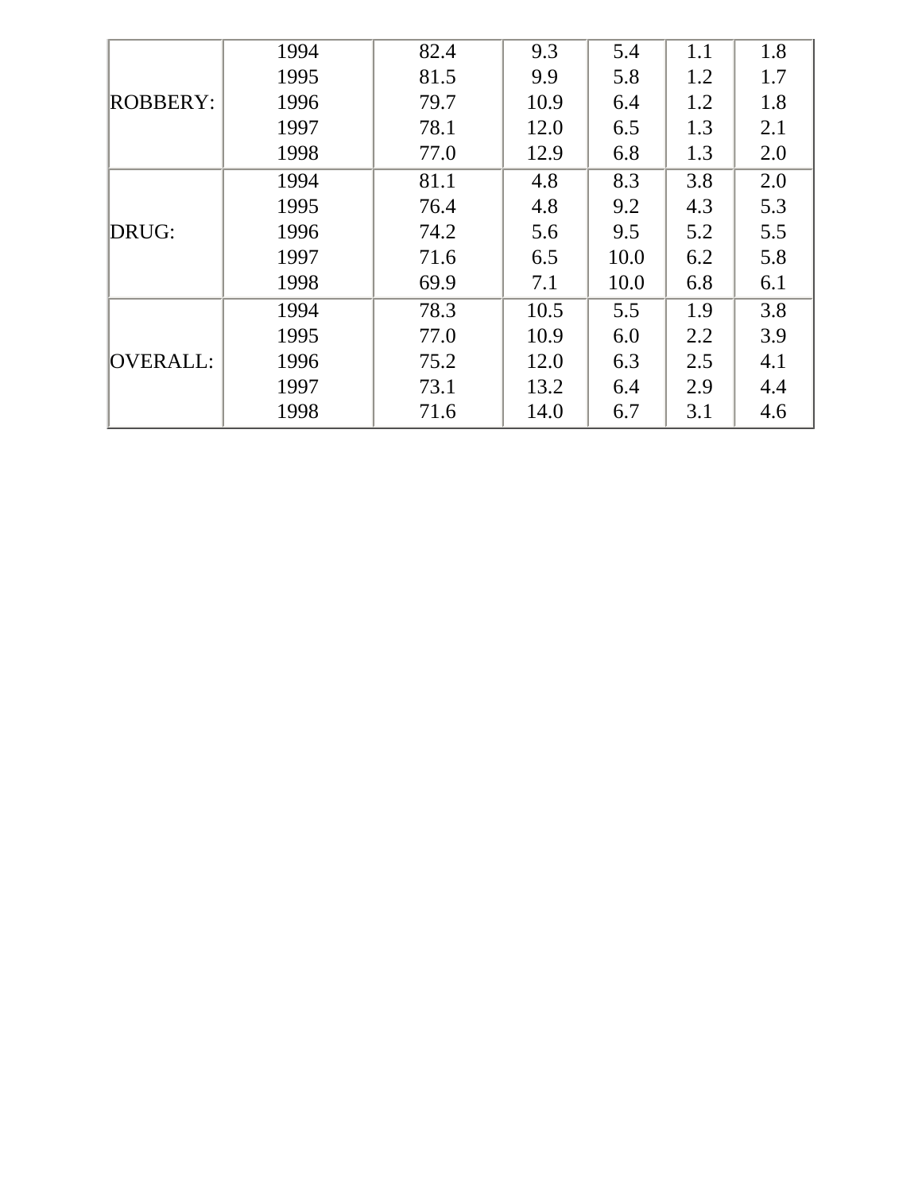| | | | | | | |
|---|---|---|---|---|---|---|
| ROBBERY: | 1994 | 82.4 | 9.3 | 5.4 | 1.1 | 1.8 |
| | 1995 | 81.5 | 9.9 | 5.8 | 1.2 | 1.7 |
| | 1996 | 79.7 | 10.9 | 6.4 | 1.2 | 1.8 |
| | 1997 | 78.1 | 12.0 | 6.5 | 1.3 | 2.1 |
| | 1998 | 77.0 | 12.9 | 6.8 | 1.3 | 2.0 |
| DRUG: | 1994 | 81.1 | 4.8 | 8.3 | 3.8 | 2.0 |
| | 1995 | 76.4 | 4.8 | 9.2 | 4.3 | 5.3 |
| | 1996 | 74.2 | 5.6 | 9.5 | 5.2 | 5.5 |
| | 1997 | 71.6 | 6.5 | 10.0 | 6.2 | 5.8 |
| | 1998 | 69.9 | 7.1 | 10.0 | 6.8 | 6.1 |
| OVERALL: | 1994 | 78.3 | 10.5 | 5.5 | 1.9 | 3.8 |
| | 1995 | 77.0 | 10.9 | 6.0 | 2.2 | 3.9 |
| | 1996 | 75.2 | 12.0 | 6.3 | 2.5 | 4.1 |
| | 1997 | 73.1 | 13.2 | 6.4 | 2.9 | 4.4 |
| | 1998 | 71.6 | 14.0 | 6.7 | 3.1 | 4.6 |